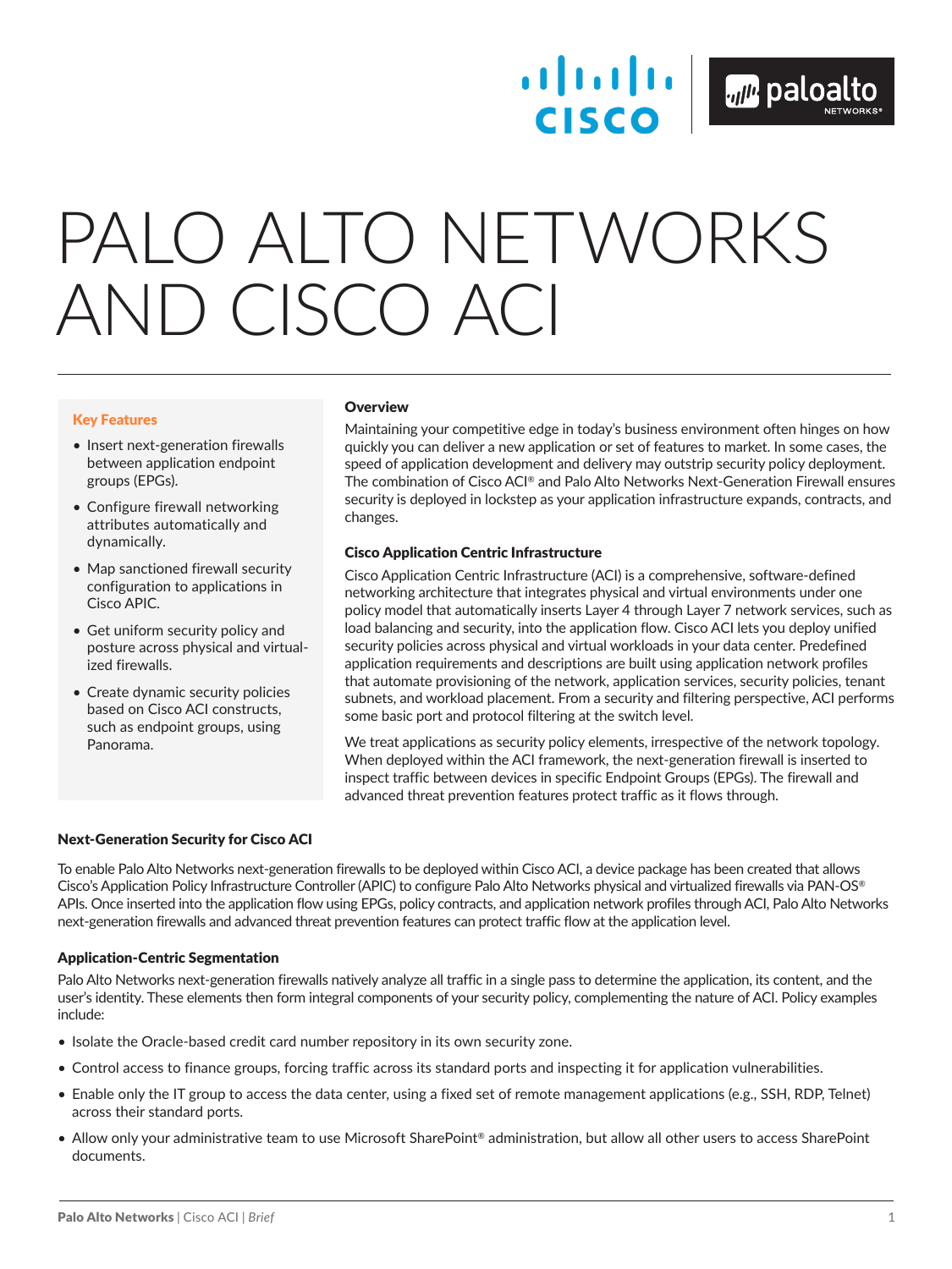# PALO ALTO NETWORKS AND CISCO ACI

**Key Features**

- Insert next-generation firewalls between application endpoint groups (EPGs).
- Configure firewall networking attributes automatically and dynamically.
- Map sanctioned firewall security configuration to applications in Cisco APIC.
- Get uniform security policy and posture across physical and virtualized firewalls.
- Create dynamic security policies based on Cisco ACI constructs, such as endpoint groups, using Panorama.

### Overview

Maintaining your competitive edge in today's business environment often hinges on how quickly you can deliver a new application or set of features to market. In some cases, the speed of application development and delivery may outstrip security policy deployment. The combination of Cisco ACI® and Palo Alto Networks Next-Generation Firewall ensures security is deployed in lockstep as your application infrastructure expands, contracts, and changes.

### Cisco Application Centric Infrastructure

Cisco Application Centric Infrastructure (ACI) is a comprehensive, software-defined networking architecture that integrates physical and virtual environments under one policy model that automatically inserts Layer 4 through Layer 7 network services, such as load balancing and security, into the application flow. Cisco ACI lets you deploy unified security policies across physical and virtual workloads in your data center. Predefined application requirements and descriptions are built using application network profiles that automate provisioning of the network, application services, security policies, tenant subnets, and workload placement. From a security and filtering perspective, ACI performs some basic port and protocol filtering at the switch level.

We treat applications as security policy elements, irrespective of the network topology. When deployed within the ACI framework, the next-generation firewall is inserted to inspect traffic between devices in specific Endpoint Groups (EPGs). The firewall and advanced threat prevention features protect traffic as it flows through.

### Next-Generation Security for Cisco ACI

To enable Palo Alto Networks next-generation firewalls to be deployed within Cisco ACI, a device package has been created that allows Cisco's Application Policy Infrastructure Controller (APIC) to configure Palo Alto Networks physical and virtualized firewalls via PAN-OS® APIs. Once inserted into the application flow using EPGs, policy contracts, and application network profiles through ACI, Palo Alto Networks next-generation firewalls and advanced threat prevention features can protect traffic flow at the application level.

### Application-Centric Segmentation

Palo Alto Networks next-generation firewalls natively analyze all traffic in a single pass to determine the application, its content, and the user's identity. These elements then form integral components of your security policy, complementing the nature of ACI. Policy examples include:

- Isolate the Oracle-based credit card number repository in its own security zone.
- Control access to finance groups, forcing traffic across its standard ports and inspecting it for application vulnerabilities.
- Enable only the IT group to access the data center, using a fixed set of remote management applications (e.g., SSH, RDP, Telnet) across their standard ports.
- Allow only your administrative team to use Microsoft SharePoint® administration, but allow all other users to access SharePoint documents.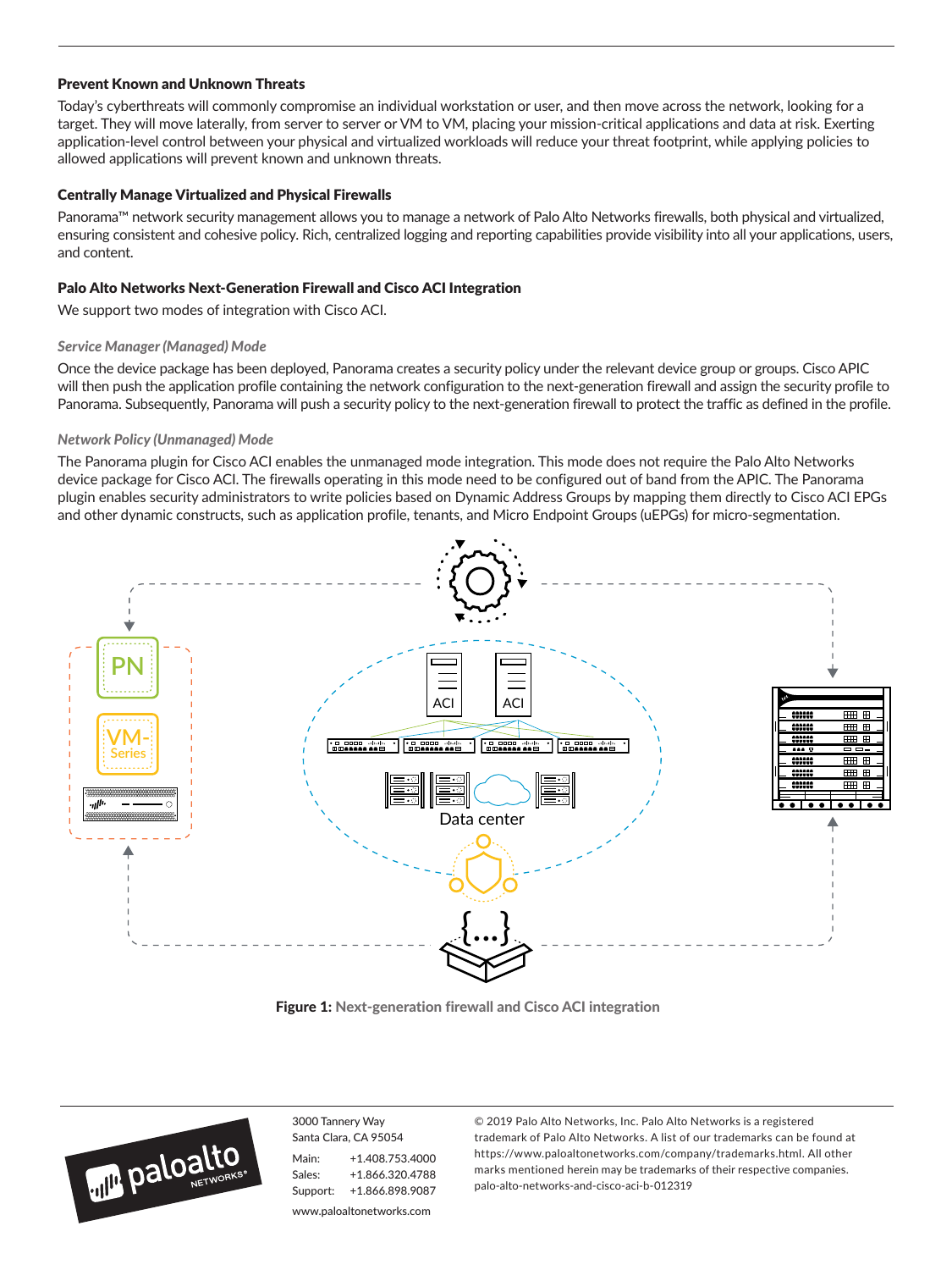### Prevent Known and Unknown Threats

Today's cyberthreats will commonly compromise an individual workstation or user, and then move across the network, looking for a target. They will move laterally, from server to server or VM to VM, placing your mission-critical applications and data at risk. Exerting application-level control between your physical and virtualized workloads will reduce your threat footprint, while applying policies to allowed applications will prevent known and unknown threats.

### Centrally Manage Virtualized and Physical Firewalls

Panorama™ network security management allows you to manage a network of Palo Alto Networks firewalls, both physical and virtualized, ensuring consistent and cohesive policy. Rich, centralized logging and reporting capabilities provide visibility into all your applications, users, and content.

### Palo Alto Networks Next-Generation Firewall and Cisco ACI Integration

We support two modes of integration with Cisco ACI.

#### *Service Manager (Managed) Mode*

Once the device package has been deployed, Panorama creates a security policy under the relevant device group or groups. Cisco APIC will then push the application profile containing the network configuration to the next-generation firewall and assign the security profile to Panorama. Subsequently, Panorama will push a security policy to the next-generation firewall to protect the traffic as defined in the profile.

#### *Network Policy (Unmanaged) Mode*

The Panorama plugin for Cisco ACI enables the unmanaged mode integration. This mode does not require the Palo Alto Networks device package for Cisco ACI. The firewalls operating in this mode need to be configured out of band from the APIC. The Panorama plugin enables security administrators to write policies based on Dynamic Address Groups by mapping them directly to Cisco ACI EPGs and other dynamic constructs, such as application profile, tenants, and Micro Endpoint Groups (uEPGs) for micro-segmentation.

PN

VM-Series

ACI

ACI

Data center

**Figure 1:** Next-generation firewall and Cisco ACI integration

3000 Tannery Way
Santa Clara, CA 95054

Main: +1.408.753.4000
Sales: +1.866.320.4788
Support: +1.866.898.9087

www.paloaltonetworks.com

© 2019 Palo Alto Networks, Inc. Palo Alto Networks is a registered trademark of Palo Alto Networks. A list of our trademarks can be found at https://www.paloaltonetworks.com/company/trademarks.html. All other marks mentioned herein may be trademarks of their respective companies.
palo-alto-networks-and-cisco-aci-b-012319